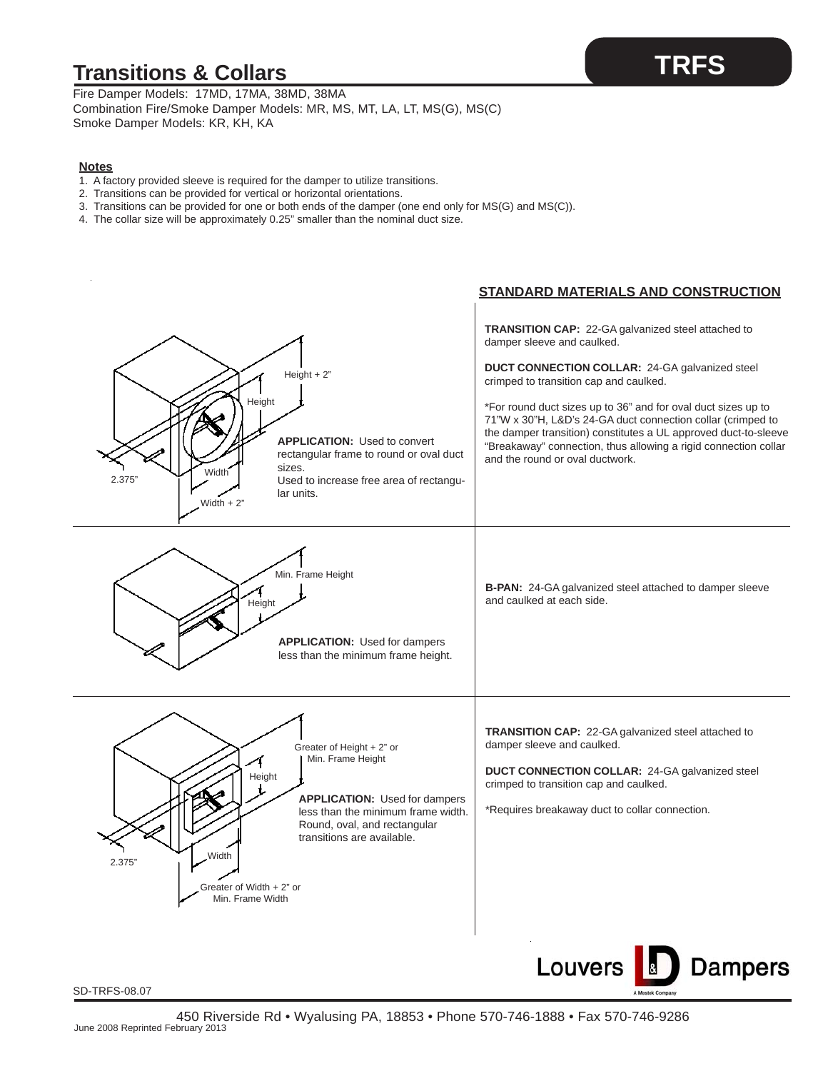# Transitions & Collars

**TRFS**

Fire Damper Models: 17MD, 17MA, 38MD, 38MA
Combination Fire/Smoke Damper Models: MR, MS, MT, LA, LT, MS(G), MS(C)
Smoke Damper Models: KR, KH, KA

**Notes**

1. A factory provided sleeve is required for the damper to utilize transitions.
2. Transitions can be provided for vertical or horizontal orientations.
3. Transitions can be provided for one or both ends of the damper (one end only for MS(G) and MS(C)).
4. The collar size will be approximately 0.25" smaller than the nominal duct size.

## STANDARD MATERIALS AND CONSTRUCTION

Height + 2"
Height
Width
Width + 2"
2.375"

**APPLICATION:** Used to convert rectangular frame to round or oval duct sizes.
Used to increase free area of rectangular units.

**TRANSITION CAP:** 22-GA galvanized steel attached to damper sleeve and caulked.

**DUCT CONNECTION COLLAR:** 24-GA galvanized steel crimped to transition cap and caulked.

*For round duct sizes up to 36" and for oval duct sizes up to 71"W x 30"H, L&D's 24-GA duct connection collar (crimped to the damper transition) constitutes a UL approved duct-to-sleeve "Breakaway" connection, thus allowing a rigid connection collar and the round or oval ductwork.

---

Min. Frame Height
Height

**APPLICATION:** Used for dampers less than the minimum frame height.

**B-PAN:** 24-GA galvanized steel attached to damper sleeve and caulked at each side.

---

Greater of Height + 2" or Min. Frame Height
Height
Width
Greater of Width + 2" or Min. Frame Width
2.375"

**APPLICATION:** Used for dampers less than the minimum frame width. Round, oval, and rectangular transitions are available.

**TRANSITION CAP:** 22-GA galvanized steel attached to damper sleeve and caulked.

**DUCT CONNECTION COLLAR:** 24-GA galvanized steel crimped to transition cap and caulked.

*Requires breakaway duct to collar connection.

SD-TRFS-08.07

Louvers & Dampers — A Mestek Company

450 Riverside Rd • Wyalusing PA, 18853 • Phone 570-746-1888 • Fax 570-746-9286

June 2008 Reprinted February 2013